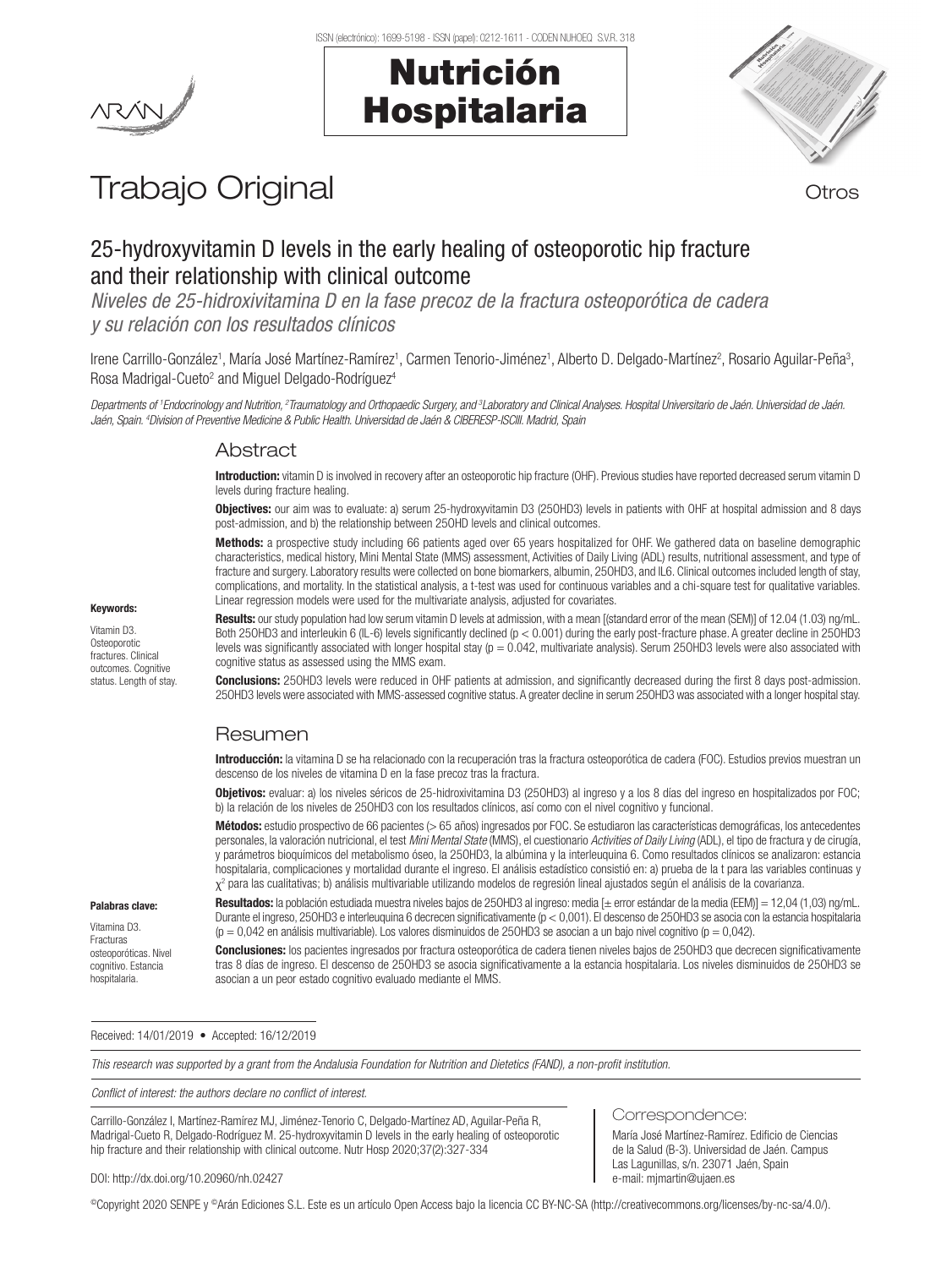# Trabajo Original

Otros

## 25-hydroxyvitamin D levels in the early healing of osteoporotic hip fracture and their relationship with clinical outcome

*Niveles de 25-hidroxivitamina D en la fase precoz de la fractura osteoporótica de cadera y su relación con los resultados clínicos*

Irene Carrillo-González[1], María José Martínez-Ramírez[1], Carmen Tenorio-Jiménez[1], Alberto D. Delgado-Martínez[2], Rosario Aguilar-Peña[3], Rosa Madrigal-Cueto[2] and Miguel Delgado-Rodríguez[4]

*Departments of [1]Endocrinology and Nutrition, [2]Traumatology and Orthopaedic Surgery, and [3]Laboratory and Clinical Analyses. Hospital Universitario de Jaén. Universidad de Jaén. Jaén, Spain. [4]Division of Preventive Medicine & Public Health. Universidad de Jaén & CIBERESP-ISCIII. Madrid, Spain*

### Abstract

**Introduction:** vitamin D is involved in recovery after an osteoporotic hip fracture (OHF). Previous studies have reported decreased serum vitamin D levels during fracture healing.

**Objectives:** our aim was to evaluate: a) serum 25-hydroxyvitamin D3 (25OHD3) levels in patients with OHF at hospital admission and 8 days post-admission, and b) the relationship between 25OHD levels and clinical outcomes.

**Methods:** a prospective study including 66 patients aged over 65 years hospitalized for OHF. We gathered data on baseline demographic characteristics, medical history, Mini Mental State (MMS) assessment, Activities of Daily Living (ADL) results, nutritional assessment, and type of fracture and surgery. Laboratory results were collected on bone biomarkers, albumin, 25OHD3, and IL6. Clinical outcomes included length of stay, complications, and mortality. In the statistical analysis, a t-test was used for continuous variables and a chi-square test for qualitative variables. Linear regression models were used for the multivariate analysis, adjusted for covariates.

**Results:** our study population had low serum vitamin D levels at admission, with a mean [(standard error of the mean (SEM)] of 12.04 (1.03) ng/mL. Both 25OHD3 and interleukin 6 (IL-6) levels significantly declined ($p < 0.001$) during the early post-fracture phase. A greater decline in 25OHD3 levels was significantly associated with longer hospital stay ($p = 0.042$, multivariate analysis). Serum 25OHD3 levels were also associated with cognitive status as assessed using the MMS exam.

**Conclusions:** 25OHD3 levels were reduced in OHF patients at admission, and significantly decreased during the first 8 days post-admission. 25OHD3 levels were associated with MMS-assessed cognitive status. A greater decline in serum 25OHD3 was associated with a longer hospital stay.

**Keywords:**

Vitamin D3. Osteoporotic fractures. Clinical outcomes. Cognitive status. Length of stay.

### Resumen

**Introducción:** la vitamina D se ha relacionado con la recuperación tras la fractura osteoporótica de cadera (FOC). Estudios previos muestran un descenso de los niveles de vitamina D en la fase precoz tras la fractura.

**Objetivos:** evaluar: a) los niveles séricos de 25-hidroxivitamina D3 (25OHD3) al ingreso y a los 8 días del ingreso en hospitalizados por FOC; b) la relación de los niveles de 25OHD3 con los resultados clínicos, así como con el nivel cognitivo y funcional.

**Métodos:** estudio prospectivo de 66 pacientes (> 65 años) ingresados por FOC. Se estudiaron las características demográficas, los antecedentes personales, la valoración nutricional, el test *Mini Mental State* (MMS), el cuestionario *Activities of Daily Living* (ADL), el tipo de fractura y de cirugía, y parámetros bioquímicos del metabolismo óseo, la 25OHD3, la albúmina y la interleuquina 6. Como resultados clínicos se analizaron: estancia hospitalaria, complicaciones y mortalidad durante el ingreso. El análisis estadístico consistió en: a) prueba de la t para las variables continuas y $\chi^2$ para las cualitativas; b) análisis multivariable utilizando modelos de regresión lineal ajustados según el análisis de la covarianza.

**Resultados:** la población estudiada muestra niveles bajos de 25OHD3 al ingreso: media [± error estándar de la media (EEM)] = 12,04 (1,03) ng/mL. Durante el ingreso, 25OHD3 e interleuquina 6 decrecen significativamente ($p < 0,001$). El descenso de 25OHD3 se asocia con la estancia hospitalaria ($p = 0,042$ en análisis multivariable). Los valores disminuidos de 25OHD3 se asocian a un bajo nivel cognitivo ($p = 0,042$).

**Conclusiones:** los pacientes ingresados por fractura osteoporótica de cadera tienen niveles bajos de 25OHD3 que decrecen significativamente tras 8 días de ingreso. El descenso de 25OHD3 se asocia significativamente a la estancia hospitalaria. Los niveles disminuidos de 25OHD3 se asocian a un peor estado cognitivo evaluado mediante el MMS.

**Palabras clave:**

Vitamina D3. Fracturas osteoporóticas. Nivel cognitivo. Estancia hospitalaria.

Received: 14/01/2019 • Accepted: 16/12/2019

*This research was supported by a grant from the Andalusia Foundation for Nutrition and Dietetics (FAND), a non-profit institution.*

*Conflict of interest: the authors declare no conflict of interest.*

Carrillo-González I, Martínez-Ramírez MJ, Jiménez-Tenorio C, Delgado-Martínez AD, Aguilar-Peña R, Madrigal-Cueto R, Delgado-Rodríguez M. 25-hydroxyvitamin D levels in the early healing of osteoporotic hip fracture and their relationship with clinical outcome. Nutr Hosp 2020;37(2):327-334

DOI: http://dx.doi.org/10.20960/nh.02427

**Correspondence:**

María José Martínez-Ramírez. Edificio de Ciencias de la Salud (B-3). Universidad de Jaén. Campus Las Lagunillas, s/n. 23071 Jaén, Spain
e-mail: mjmartin@ujaen.es

©Copyright 2020 SENPE y ©Arán Ediciones S.L. Este es un artículo Open Access bajo la licencia CC BY-NC-SA (http://creativecommons.org/licenses/by-nc-sa/4.0/).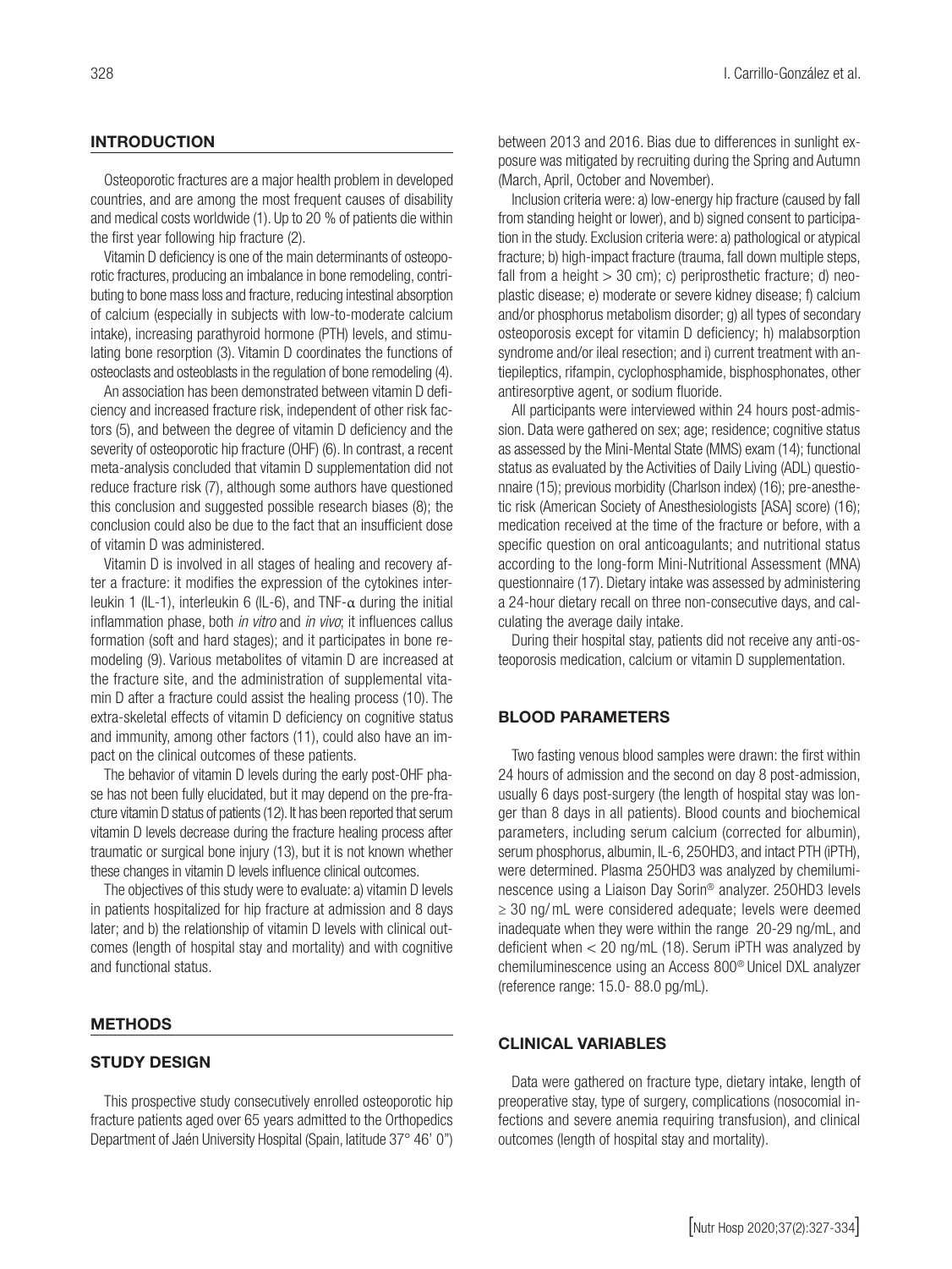## INTRODUCTION

Osteoporotic fractures are a major health problem in developed countries, and are among the most frequent causes of disability and medical costs worldwide (1). Up to 20 % of patients die within the first year following hip fracture (2).

Vitamin D deficiency is one of the main determinants of osteoporotic fractures, producing an imbalance in bone remodeling, contributing to bone mass loss and fracture, reducing intestinal absorption of calcium (especially in subjects with low-to-moderate calcium intake), increasing parathyroid hormone (PTH) levels, and stimulating bone resorption (3). Vitamin D coordinates the functions of osteoclasts and osteoblasts in the regulation of bone remodeling (4).

An association has been demonstrated between vitamin D deficiency and increased fracture risk, independent of other risk factors (5), and between the degree of vitamin D deficiency and the severity of osteoporotic hip fracture (OHF) (6). In contrast, a recent meta-analysis concluded that vitamin D supplementation did not reduce fracture risk (7), although some authors have questioned this conclusion and suggested possible research biases (8); the conclusion could also be due to the fact that an insufficient dose of vitamin D was administered.

Vitamin D is involved in all stages of healing and recovery after a fracture: it modifies the expression of the cytokines interleukin 1 (IL-1), interleukin 6 (IL-6), and TNF-$\alpha$ during the initial inflammation phase, both *in vitro* and *in vivo*; it influences callus formation (soft and hard stages); and it participates in bone remodeling (9). Various metabolites of vitamin D are increased at the fracture site, and the administration of supplemental vitamin D after a fracture could assist the healing process (10). The extra-skeletal effects of vitamin D deficiency on cognitive status and immunity, among other factors (11), could also have an impact on the clinical outcomes of these patients.

The behavior of vitamin D levels during the early post-OHF phase has not been fully elucidated, but it may depend on the pre-fracture vitamin D status of patients (12). It has been reported that serum vitamin D levels decrease during the fracture healing process after traumatic or surgical bone injury (13), but it is not known whether these changes in vitamin D levels influence clinical outcomes.

The objectives of this study were to evaluate: a) vitamin D levels in patients hospitalized for hip fracture at admission and 8 days later; and b) the relationship of vitamin D levels with clinical outcomes (length of hospital stay and mortality) and with cognitive and functional status.

## METHODS

### STUDY DESIGN

This prospective study consecutively enrolled osteoporotic hip fracture patients aged over 65 years admitted to the Orthopedics Department of Jaén University Hospital (Spain, latitude 37° 46' 0") between 2013 and 2016. Bias due to differences in sunlight exposure was mitigated by recruiting during the Spring and Autumn (March, April, October and November).

Inclusion criteria were: a) low-energy hip fracture (caused by fall from standing height or lower), and b) signed consent to participation in the study. Exclusion criteria were: a) pathological or atypical fracture; b) high-impact fracture (trauma, fall down multiple steps, fall from a height > 30 cm); c) periprosthetic fracture; d) neoplastic disease; e) moderate or severe kidney disease; f) calcium and/or phosphorus metabolism disorder; g) all types of secondary osteoporosis except for vitamin D deficiency; h) malabsorption syndrome and/or ileal resection; and i) current treatment with antiepileptics, rifampin, cyclophosphamide, bisphosphonates, other antiresorptive agent, or sodium fluoride.

All participants were interviewed within 24 hours post-admission. Data were gathered on sex; age; residence; cognitive status as assessed by the Mini-Mental State (MMS) exam (14); functional status as evaluated by the Activities of Daily Living (ADL) questionnaire (15); previous morbidity (Charlson index) (16); pre-anesthetic risk (American Society of Anesthesiologists [ASA] score) (16); medication received at the time of the fracture or before, with a specific question on oral anticoagulants; and nutritional status according to the long-form Mini-Nutritional Assessment (MNA) questionnaire (17). Dietary intake was assessed by administering a 24-hour dietary recall on three non-consecutive days, and calculating the average daily intake.

During their hospital stay, patients did not receive any anti-osteoporosis medication, calcium or vitamin D supplementation.

## BLOOD PARAMETERS

Two fasting venous blood samples were drawn: the first within 24 hours of admission and the second on day 8 post-admission, usually 6 days post-surgery (the length of hospital stay was longer than 8 days in all patients). Blood counts and biochemical parameters, including serum calcium (corrected for albumin), serum phosphorus, albumin, IL-6, 25OHD3, and intact PTH (iPTH), were determined. Plasma 25OHD3 was analyzed by chemiluminescence using a Liaison Day Sorin® analyzer. 25OHD3 levels ≥ 30 ng/ mL were considered adequate; levels were deemed inadequate when they were within the range 20-29 ng/mL, and deficient when < 20 ng/mL (18). Serum iPTH was analyzed by chemiluminescence using an Access 800® Unicel DXL analyzer (reference range: 15.0- 88.0 pg/mL).

## CLINICAL VARIABLES

Data were gathered on fracture type, dietary intake, length of preoperative stay, type of surgery, complications (nosocomial infections and severe anemia requiring transfusion), and clinical outcomes (length of hospital stay and mortality).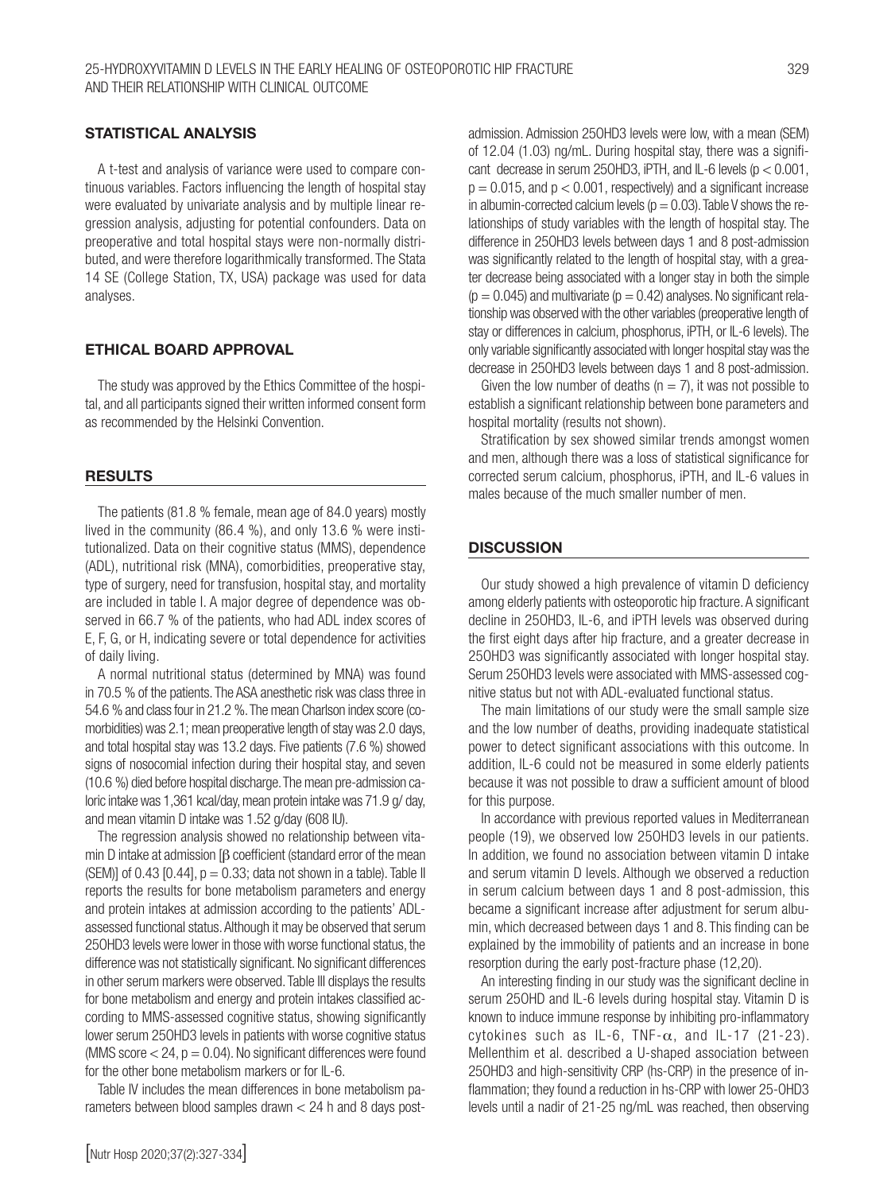## STATISTICAL ANALYSIS

A t-test and analysis of variance were used to compare continuous variables. Factors influencing the length of hospital stay were evaluated by univariate analysis and by multiple linear regression analysis, adjusting for potential confounders. Data on preoperative and total hospital stays were non-normally distributed, and were therefore logarithmically transformed. The Stata 14 SE (College Station, TX, USA) package was used for data analyses.

## ETHICAL BOARD APPROVAL

The study was approved by the Ethics Committee of the hospital, and all participants signed their written informed consent form as recommended by the Helsinki Convention.

## RESULTS

The patients (81.8 % female, mean age of 84.0 years) mostly lived in the community (86.4 %), and only 13.6 % were institutionalized. Data on their cognitive status (MMS), dependence (ADL), nutritional risk (MNA), comorbidities, preoperative stay, type of surgery, need for transfusion, hospital stay, and mortality are included in table I. A major degree of dependence was observed in 66.7 % of the patients, who had ADL index scores of E, F, G, or H, indicating severe or total dependence for activities of daily living.

A normal nutritional status (determined by MNA) was found in 70.5 % of the patients. The ASA anesthetic risk was class three in 54.6 % and class four in 21.2 %. The mean Charlson index score (comorbidities) was 2.1; mean preoperative length of stay was 2.0 days, and total hospital stay was 13.2 days. Five patients (7.6 %) showed signs of nosocomial infection during their hospital stay, and seven (10.6 %) died before hospital discharge. The mean pre-admission caloric intake was 1,361 kcal/day, mean protein intake was 71.9 g/ day, and mean vitamin D intake was 1.52 g/day (608 IU).

The regression analysis showed no relationship between vitamin D intake at admission [$\beta$ coefficient (standard error of the mean (SEM)] of 0.43 [0.44], $p = 0.33$; data not shown in a table). Table II reports the results for bone metabolism parameters and energy and protein intakes at admission according to the patients' ADL-assessed functional status. Although it may be observed that serum 25OHD3 levels were lower in those with worse functional status, the difference was not statistically significant. No significant differences in other serum markers were observed. Table III displays the results for bone metabolism and energy and protein intakes classified according to MMS-assessed cognitive status, showing significantly lower serum 25OHD3 levels in patients with worse cognitive status (MMS score < 24, $p = 0.04$). No significant differences were found for the other bone metabolism markers or for IL-6.

Table IV includes the mean differences in bone metabolism parameters between blood samples drawn < 24 h and 8 days post-admission. Admission 25OHD3 levels were low, with a mean (SEM) of 12.04 (1.03) ng/mL. During hospital stay, there was a significant decrease in serum 25OHD3, iPTH, and IL-6 levels ($p < 0.001$, $p = 0.015$, and $p < 0.001$, respectively) and a significant increase in albumin-corrected calcium levels ($p = 0.03$). Table V shows the relationships of study variables with the length of hospital stay. The difference in 25OHD3 levels between days 1 and 8 post-admission was significantly related to the length of hospital stay, with a greater decrease being associated with a longer stay in both the simple ($p = 0.045$) and multivariate ($p = 0.42$) analyses. No significant relationship was observed with the other variables (preoperative length of stay or differences in calcium, phosphorus, iPTH, or IL-6 levels). The only variable significantly associated with longer hospital stay was the decrease in 25OHD3 levels between days 1 and 8 post-admission.

Given the low number of deaths ($n = 7$), it was not possible to establish a significant relationship between bone parameters and hospital mortality (results not shown).

Stratification by sex showed similar trends amongst women and men, although there was a loss of statistical significance for corrected serum calcium, phosphorus, iPTH, and IL-6 values in males because of the much smaller number of men.

## DISCUSSION

Our study showed a high prevalence of vitamin D deficiency among elderly patients with osteoporotic hip fracture. A significant decline in 25OHD3, IL-6, and iPTH levels was observed during the first eight days after hip fracture, and a greater decrease in 25OHD3 was significantly associated with longer hospital stay. Serum 25OHD3 levels were associated with MMS-assessed cognitive status but not with ADL-evaluated functional status.

The main limitations of our study were the small sample size and the low number of deaths, providing inadequate statistical power to detect significant associations with this outcome. In addition, IL-6 could not be measured in some elderly patients because it was not possible to draw a sufficient amount of blood for this purpose.

In accordance with previous reported values in Mediterranean people (19), we observed low 25OHD3 levels in our patients. In addition, we found no association between vitamin D intake and serum vitamin D levels. Although we observed a reduction in serum calcium between days 1 and 8 post-admission, this became a significant increase after adjustment for serum albumin, which decreased between days 1 and 8. This finding can be explained by the immobility of patients and an increase in bone resorption during the early post-fracture phase (12,20).

An interesting finding in our study was the significant decline in serum 25OHD and IL-6 levels during hospital stay. Vitamin D is known to induce immune response by inhibiting pro-inflammatory cytokines such as IL-6, TNF-$\alpha$, and IL-17 (21-23). Mellenthim et al. described a U-shaped association between 25OHD3 and high-sensitivity CRP (hs-CRP) in the presence of inflammation; they found a reduction in hs-CRP with lower 25-OHD3 levels until a nadir of 21-25 ng/mL was reached, then observing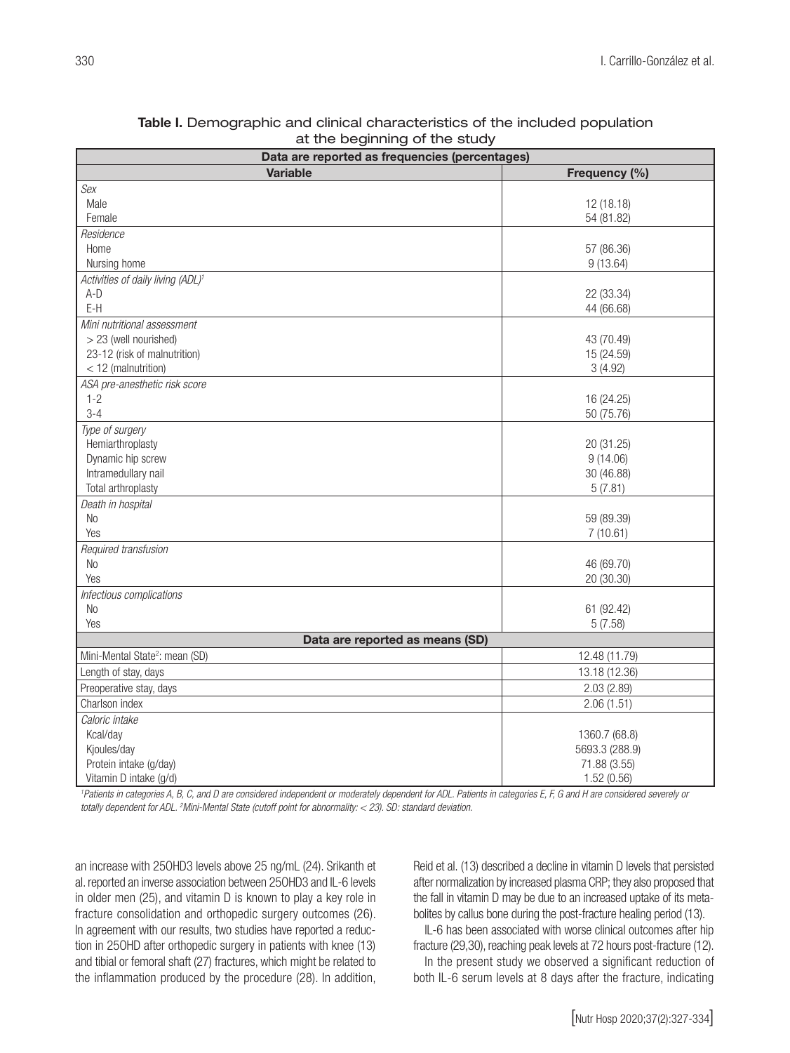**Table I.** Demographic and clinical characteristics of the included population at the beginning of the study

| Variable | Frequency (%) |
|---|---|
| **Data are reported as frequencies (percentages)** | |
| *Sex* | |
| Male | 12 (18.18) |
| Female | 54 (81.82) |
| *Residence* | |
| Home | 57 (86.36) |
| Nursing home | 9 (13.64) |
| *Activities of daily living (ADL)*[1] | |
| A-D | 22 (33.34) |
| E-H | 44 (66.68) |
| *Mini nutritional assessment* | |
| > 23 (well nourished) | 43 (70.49) |
| 23-12 (risk of malnutrition) | 15 (24.59) |
| < 12 (malnutrition) | 3 (4.92) |
| *ASA pre-anesthetic risk score* | |
| 1-2 | 16 (24.25) |
| 3-4 | 50 (75.76) |
| *Type of surgery* | |
| Hemiarthroplasty | 20 (31.25) |
| Dynamic hip screw | 9 (14.06) |
| Intramedullary nail | 30 (46.88) |
| Total arthroplasty | 5 (7.81) |
| *Death in hospital* | |
| No | 59 (89.39) |
| Yes | 7 (10.61) |
| *Required transfusion* | |
| No | 46 (69.70) |
| Yes | 20 (30.30) |
| *Infectious complications* | |
| No | 61 (92.42) |
| Yes | 5 (7.58) |
| **Data are reported as means (SD)** | |
| Mini-Mental State[2]: mean (SD) | 12.48 (11.79) |
| Length of stay, days | 13.18 (12.36) |
| Preoperative stay, days | 2.03 (2.89) |
| Charlson index | 2.06 (1.51) |
| *Caloric intake* | |
| Kcal/day | 1360.7 (68.8) |
| Kjoules/day | 5693.3 (288.9) |
| Protein intake (g/day) | 71.88 (3.55) |
| Vitamin D intake (g/d) | 1.52 (0.56) |

*[1]Patients in categories A, B, C, and D are considered independent or moderately dependent for ADL. Patients in categories E, F, G and H are considered severely or totally dependent for ADL. [2]Mini-Mental State (cutoff point for abnormality: < 23). SD: standard deviation.*

an increase with 25OHD3 levels above 25 ng/mL (24). Srikanth et al. reported an inverse association between 25OHD3 and IL-6 levels in older men (25), and vitamin D is known to play a key role in fracture consolidation and orthopedic surgery outcomes (26). In agreement with our results, two studies have reported a reduction in 25OHD after orthopedic surgery in patients with knee (13) and tibial or femoral shaft (27) fractures, which might be related to the inflammation produced by the procedure (28). In addition, Reid et al. (13) described a decline in vitamin D levels that persisted after normalization by increased plasma CRP; they also proposed that the fall in vitamin D may be due to an increased uptake of its metabolites by callus bone during the post-fracture healing period (13).

IL-6 has been associated with worse clinical outcomes after hip fracture (29,30), reaching peak levels at 72 hours post-fracture (12).

In the present study we observed a significant reduction of both IL-6 serum levels at 8 days after the fracture, indicating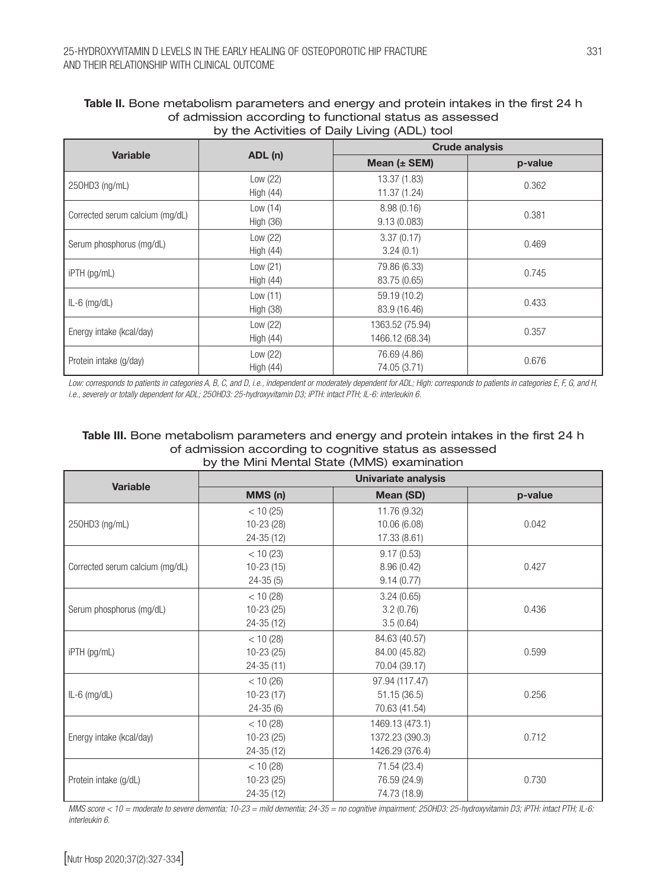**Table II.** Bone metabolism parameters and energy and protein intakes in the first 24 h of admission according to functional status as assessed by the Activities of Daily Living (ADL) tool

| Variable | ADL (n) | Crude analysis | |
|---|---|---|---|
| | | Mean (± SEM) | p-value |
| 25OHD3 (ng/mL) | Low (22)<br>High (44) | 13.37 (1.83)<br>11.37 (1.24) | 0.362 |
| Corrected serum calcium (mg/dL) | Low (14)<br>High (36) | 8.98 (0.16)<br>9.13 (0.083) | 0.381 |
| Serum phosphorus (mg/dL) | Low (22)<br>High (44) | 3.37 (0.17)<br>3.24 (0.1) | 0.469 |
| iPTH (pg/mL) | Low (21)<br>High (44) | 79.86 (6.33)<br>83.75 (0.65) | 0.745 |
| IL-6 (mg/dL) | Low (11)<br>High (38) | 59.19 (10.2)<br>83.9 (16.46) | 0.433 |
| Energy intake (kcal/day) | Low (22)<br>High (44) | 1363.52 (75.94)<br>1466.12 (68.34) | 0.357 |
| Protein intake (g/day) | Low (22)<br>High (44) | 76.69 (4.86)<br>74.05 (3.71) | 0.676 |

*Low: corresponds to patients in categories A, B, C, and D, i.e., independent or moderately dependent for ADL; High: corresponds to patients in categories E, F, G, and H, i.e., severely or totally dependent for ADL; 25OHD3: 25-hydroxyvitamin D3; iPTH: intact PTH; IL-6: interleukin 6.*

**Table III.** Bone metabolism parameters and energy and protein intakes in the first 24 h of admission according to cognitive status as assessed by the Mini Mental State (MMS) examination

| Variable | Univariate analysis | | |
|---|---|---|---|
| | MMS (n) | Mean (SD) | p-value |
| 25OHD3 (ng/mL) | < 10 (25)<br>10-23 (28)<br>24-35 (12) | 11.76 (9.32)<br>10.06 (6.08)<br>17.33 (8.61) | 0.042 |
| Corrected serum calcium (mg/dL) | < 10 (23)<br>10-23 (15)<br>24-35 (5) | 9.17 (0.53)<br>8.96 (0.42)<br>9.14 (0.77) | 0.427 |
| Serum phosphorus (mg/dL) | < 10 (28)<br>10-23 (25)<br>24-35 (12) | 3.24 (0.65)<br>3.2 (0.76)<br>3.5 (0.64) | 0.436 |
| iPTH (pg/mL) | < 10 (28)<br>10-23 (25)<br>24-35 (11) | 84.63 (40.57)<br>84.00 (45.82)<br>70.04 (39.17) | 0.599 |
| IL-6 (mg/dL) | < 10 (26)<br>10-23 (17)<br>24-35 (6) | 97.94 (117.47)<br>51.15 (36.5)<br>70.63 (41.54) | 0.256 |
| Energy intake (kcal/day) | < 10 (28)<br>10-23 (25)<br>24-35 (12) | 1469.13 (473.1)<br>1372.23 (390.3)<br>1426.29 (376.4) | 0.712 |
| Protein intake (g/dL) | < 10 (28)<br>10-23 (25)<br>24-35 (12) | 71.54 (23.4)<br>76.59 (24.9)<br>74.73 (18.9) | 0.730 |

*MMS score < 10 = moderate to severe dementia; 10-23 = mild dementia; 24-35 = no cognitive impairment; 25OHD3: 25-hydroxyvitamin D3; iPTH: intact PTH; IL-6: interleukin 6.*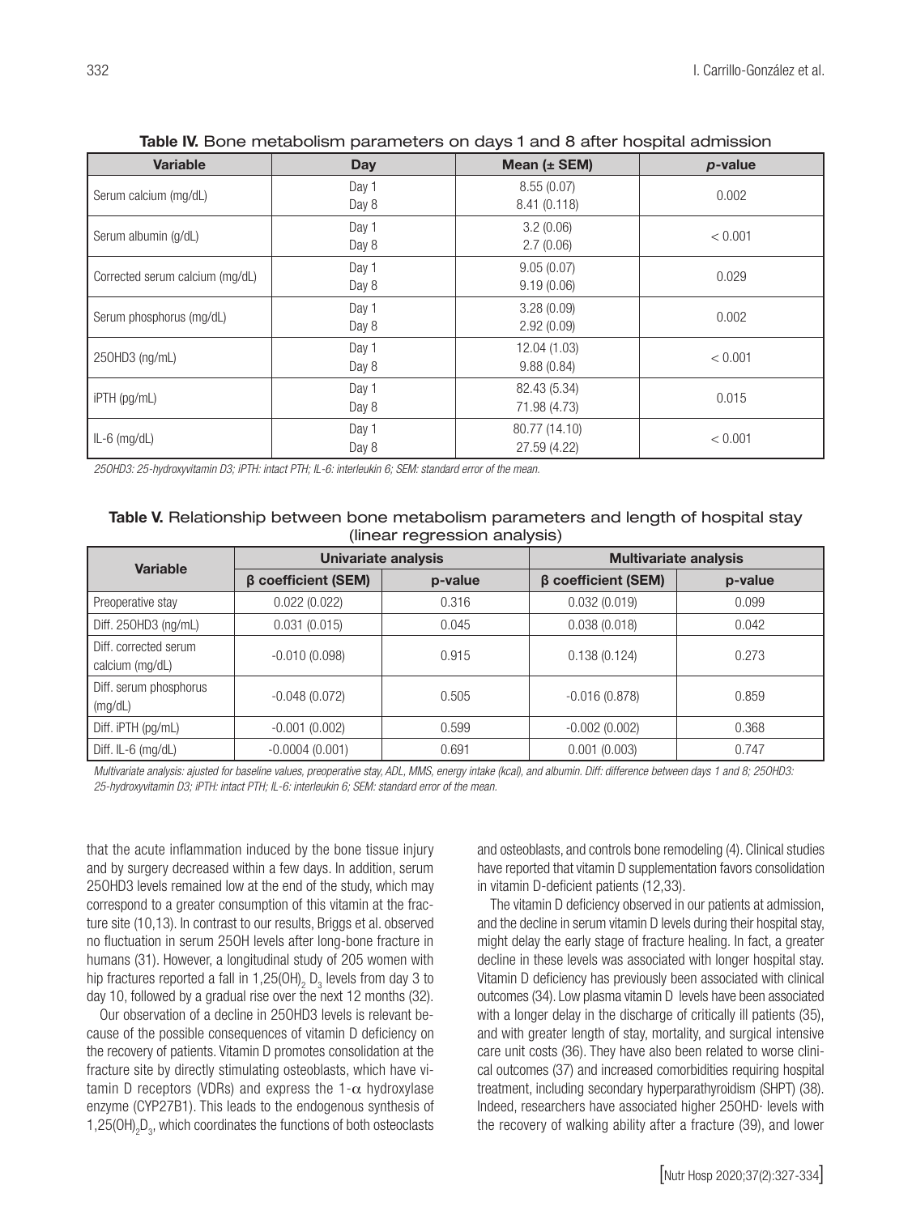**Table IV.** Bone metabolism parameters on days 1 and 8 after hospital admission

| Variable | Day | Mean (± SEM) | *p*-value |
|---|---|---|---|
| Serum calcium (mg/dL) | Day 1<br>Day 8 | 8.55 (0.07)<br>8.41 (0.118) | 0.002 |
| Serum albumin (g/dL) | Day 1<br>Day 8 | 3.2 (0.06)<br>2.7 (0.06) | < 0.001 |
| Corrected serum calcium (mg/dL) | Day 1<br>Day 8 | 9.05 (0.07)<br>9.19 (0.06) | 0.029 |
| Serum phosphorus (mg/dL) | Day 1<br>Day 8 | 3.28 (0.09)<br>2.92 (0.09) | 0.002 |
| 25OHD3 (ng/mL) | Day 1<br>Day 8 | 12.04 (1.03)<br>9.88 (0.84) | < 0.001 |
| iPTH (pg/mL) | Day 1<br>Day 8 | 82.43 (5.34)<br>71.98 (4.73) | 0.015 |
| IL-6 (mg/dL) | Day 1<br>Day 8 | 80.77 (14.10)<br>27.59 (4.22) | < 0.001 |

*25OHD3: 25-hydroxyvitamin D3; iPTH: intact PTH; IL-6: interleukin 6; SEM: standard error of the mean.*

**Table V.** Relationship between bone metabolism parameters and length of hospital stay (linear regression analysis)

| Variable | Univariate analysis | | Multivariate analysis | |
|---|---|---|---|---|
| | β coefficient (SEM) | p-value | β coefficient (SEM) | p-value |
| Preoperative stay | 0.022 (0.022) | 0.316 | 0.032 (0.019) | 0.099 |
| Diff. 25OHD3 (ng/mL) | 0.031 (0.015) | 0.045 | 0.038 (0.018) | 0.042 |
| Diff. corrected serum calcium (mg/dL) | -0.010 (0.098) | 0.915 | 0.138 (0.124) | 0.273 |
| Diff. serum phosphorus (mg/dL) | -0.048 (0.072) | 0.505 | -0.016 (0.878) | 0.859 |
| Diff. iPTH (pg/mL) | -0.001 (0.002) | 0.599 | -0.002 (0.002) | 0.368 |
| Diff. IL-6 (mg/dL) | -0.0004 (0.001) | 0.691 | 0.001 (0.003) | 0.747 |

*Multivariate analysis: ajusted for baseline values, preoperative stay, ADL, MMS, energy intake (kcal), and albumin. Diff: difference between days 1 and 8; 25OHD3: 25-hydroxyvitamin D3; iPTH: intact PTH; IL-6: interleukin 6; SEM: standard error of the mean.*

that the acute inflammation induced by the bone tissue injury and by surgery decreased within a few days. In addition, serum 25OHD3 levels remained low at the end of the study, which may correspond to a greater consumption of this vitamin at the fracture site (10,13). In contrast to our results, Briggs et al. observed no fluctuation in serum 25OH levels after long-bone fracture in humans (31). However, a longitudinal study of 205 women with hip fractures reported a fall in $1,25(OH)_2D_3$ levels from day 3 to day 10, followed by a gradual rise over the next 12 months (32).

Our observation of a decline in 25OHD3 levels is relevant because of the possible consequences of vitamin D deficiency on the recovery of patients. Vitamin D promotes consolidation at the fracture site by directly stimulating osteoblasts, which have vitamin D receptors (VDRs) and express the 1-$\alpha$ hydroxylase enzyme (CYP27B1). This leads to the endogenous synthesis of $1,25(OH)_2D_3$, which coordinates the functions of both osteoclasts and osteoblasts, and controls bone remodeling (4). Clinical studies have reported that vitamin D supplementation favors consolidation in vitamin D-deficient patients (12,33).

The vitamin D deficiency observed in our patients at admission, and the decline in serum vitamin D levels during their hospital stay, might delay the early stage of fracture healing. In fact, a greater decline in these levels was associated with longer hospital stay. Vitamin D deficiency has previously been associated with clinical outcomes (34). Low plasma vitamin D levels have been associated with a longer delay in the discharge of critically ill patients (35), and with greater length of stay, mortality, and surgical intensive care unit costs (36). They have also been related to worse clinical outcomes (37) and increased comorbidities requiring hospital treatment, including secondary hyperparathyroidism (SHPT) (38). Indeed, researchers have associated higher 25OHD· levels with the recovery of walking ability after a fracture (39), and lower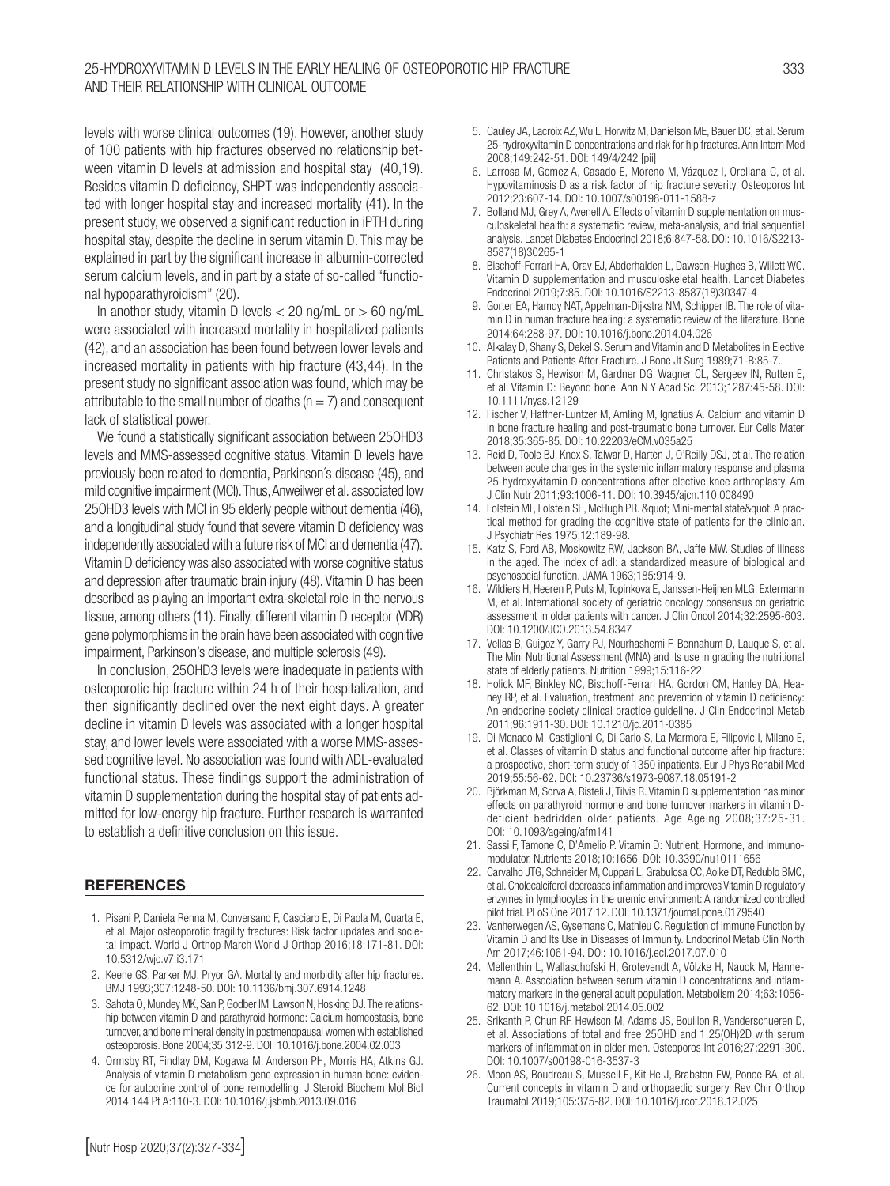levels with worse clinical outcomes (19). However, another study of 100 patients with hip fractures observed no relationship between vitamin D levels at admission and hospital stay (40,19). Besides vitamin D deficiency, SHPT was independently associated with longer hospital stay and increased mortality (41). In the present study, we observed a significant reduction in iPTH during hospital stay, despite the decline in serum vitamin D. This may be explained in part by the significant increase in albumin-corrected serum calcium levels, and in part by a state of so-called "functional hypoparathyroidism" (20).

In another study, vitamin D levels < 20 ng/mL or > 60 ng/mL were associated with increased mortality in hospitalized patients (42), and an association has been found between lower levels and increased mortality in patients with hip fracture (43,44). In the present study no significant association was found, which may be attributable to the small number of deaths (n = 7) and consequent lack of statistical power.

We found a statistically significant association between 25OHD3 levels and MMS-assessed cognitive status. Vitamin D levels have previously been related to dementia, Parkinson´s disease (45), and mild cognitive impairment (MCI). Thus, Anweilwer et al. associated low 25OHD3 levels with MCI in 95 elderly people without dementia (46), and a longitudinal study found that severe vitamin D deficiency was independently associated with a future risk of MCI and dementia (47). Vitamin D deficiency was also associated with worse cognitive status and depression after traumatic brain injury (48). Vitamin D has been described as playing an important extra-skeletal role in the nervous tissue, among others (11). Finally, different vitamin D receptor (VDR) gene polymorphisms in the brain have been associated with cognitive impairment, Parkinson's disease, and multiple sclerosis (49).

In conclusion, 25OHD3 levels were inadequate in patients with osteoporotic hip fracture within 24 h of their hospitalization, and then significantly declined over the next eight days. A greater decline in vitamin D levels was associated with a longer hospital stay, and lower levels were associated with a worse MMS-assessed cognitive level. No association was found with ADL-evaluated functional status. These findings support the administration of vitamin D supplementation during the hospital stay of patients admitted for low-energy hip fracture. Further research is warranted to establish a definitive conclusion on this issue.

## REFERENCES

1. Pisani P, Daniela Renna M, Conversano F, Casciaro E, Di Paola M, Quarta E, et al. Major osteoporotic fragility fractures: Risk factor updates and societal impact. World J Orthop March World J Orthop 2016;18:171-81. DOI: 10.5312/wjo.v7.i3.171
2. Keene GS, Parker MJ, Pryor GA. Mortality and morbidity after hip fractures. BMJ 1993;307:1248-50. DOI: 10.1136/bmj.307.6914.1248
3. Sahota O, Mundey MK, San P, Godber IM, Lawson N, Hosking DJ. The relationship between vitamin D and parathyroid hormone: Calcium homeostasis, bone turnover, and bone mineral density in postmenopausal women with established osteoporosis. Bone 2004;35:312-9. DOI: 10.1016/j.bone.2004.02.003
4. Ormsby RT, Findlay DM, Kogawa M, Anderson PH, Morris HA, Atkins GJ. Analysis of vitamin D metabolism gene expression in human bone: evidence for autocrine control of bone remodelling. J Steroid Biochem Mol Biol 2014;144 Pt A:110-3. DOI: 10.1016/j.jsbmb.2013.09.016
5. Cauley JA, Lacroix AZ, Wu L, Horwitz M, Danielson ME, Bauer DC, et al. Serum 25-hydroxyvitamin D concentrations and risk for hip fractures. Ann Intern Med 2008;149:242-51. DOI: 149/4/242 [pii]
6. Larrosa M, Gomez A, Casado E, Moreno M, Vázquez I, Orellana C, et al. Hypovitaminosis D as a risk factor of hip fracture severity. Osteoporos Int 2012;23:607-14. DOI: 10.1007/s00198-011-1588-z
7. Bolland MJ, Grey A, Avenell A. Effects of vitamin D supplementation on musculoskeletal health: a systematic review, meta-analysis, and trial sequential analysis. Lancet Diabetes Endocrinol 2018;6:847-58. DOI: 10.1016/S2213-8587(18)30265-1
8. Bischoff-Ferrari HA, Orav EJ, Abderhalden L, Dawson-Hughes B, Willett WC. Vitamin D supplementation and musculoskeletal health. Lancet Diabetes Endocrinol 2019;7:85. DOI: 10.1016/S2213-8587(18)30347-4
9. Gorter EA, Hamdy NAT, Appelman-Dijkstra NM, Schipper IB. The role of vitamin D in human fracture healing: a systematic review of the literature. Bone 2014;64:288-97. DOI: 10.1016/j.bone.2014.04.026
10. Alkalay D, Shany S, Dekel S. Serum and Vitamin and D Metabolites in Elective Patients and Patients After Fracture. J Bone Jt Surg 1989;71-B:85-7.
11. Christakos S, Hewison M, Gardner DG, Wagner CL, Sergeev IN, Rutten E, et al. Vitamin D: Beyond bone. Ann N Y Acad Sci 2013;1287:45-58. DOI: 10.1111/nyas.12129
12. Fischer V, Haffner-Luntzer M, Amling M, Ignatius A. Calcium and vitamin D in bone fracture healing and post-traumatic bone turnover. Eur Cells Mater 2018;35:365-85. DOI: 10.22203/eCM.v035a25
13. Reid D, Toole BJ, Knox S, Talwar D, Harten J, O'Reilly DSJ, et al. The relation between acute changes in the systemic inflammatory response and plasma 25-hydroxyvitamin D concentrations after elective knee arthroplasty. Am J Clin Nutr 2011;93:1006-11. DOI: 10.3945/ajcn.110.008490
14. Folstein MF, Folstein SE, McHugh PR. &quot; Mini-mental state&quot. A practical method for grading the cognitive state of patients for the clinician. J Psychiatr Res 1975;12:189-98.
15. Katz S, Ford AB, Moskowitz RW, Jackson BA, Jaffe MW. Studies of illness in the aged. The index of adl: a standardized measure of biological and psychosocial function. JAMA 1963;185:914-9.
16. Wildiers H, Heeren P, Puts M, Topinkova E, Janssen-Heijnen MLG, Extermann M, et al. International society of geriatric oncology consensus on geriatric assessment in older patients with cancer. J Clin Oncol 2014;32:2595-603. DOI: 10.1200/JCO.2013.54.8347
17. Vellas B, Guigoz Y, Garry PJ, Nourhashemi F, Bennahum D, Lauque S, et al. The Mini Nutritional Assessment (MNA) and its use in grading the nutritional state of elderly patients. Nutrition 1999;15:116-22.
18. Holick MF, Binkley NC, Bischoff-Ferrari HA, Gordon CM, Hanley DA, Heaney RP, et al. Evaluation, treatment, and prevention of vitamin D deficiency: An endocrine society clinical practice guideline. J Clin Endocrinol Metab 2011;96:1911-30. DOI: 10.1210/jc.2011-0385
19. Di Monaco M, Castiglioni C, Di Carlo S, La Marmora E, Filipovic I, Milano E, et al. Classes of vitamin D status and functional outcome after hip fracture: a prospective, short-term study of 1350 inpatients. Eur J Phys Rehabil Med 2019;55:56-62. DOI: 10.23736/s1973-9087.18.05191-2
20. Björkman M, Sorva A, Risteli J, Tilvis R. Vitamin D supplementation has minor effects on parathyroid hormone and bone turnover markers in vitamin D-deficient bedridden older patients. Age Ageing 2008;37:25-31. DOI: 10.1093/ageing/afm141
21. Sassi F, Tamone C, D'Amelio P. Vitamin D: Nutrient, Hormone, and Immunomodulator. Nutrients 2018;10:1656. DOI: 10.3390/nu10111656
22. Carvalho JTG, Schneider M, Cuppari L, Grabulosa CC, Aoike DT, Redublo BMQ, et al. Cholecalciferol decreases inflammation and improves Vitamin D regulatory enzymes in lymphocytes in the uremic environment: A randomized controlled pilot trial. PLoS One 2017;12. DOI: 10.1371/journal.pone.0179540
23. Vanherwegen AS, Gysemans C, Mathieu C. Regulation of Immune Function by Vitamin D and Its Use in Diseases of Immunity. Endocrinol Metab Clin North Am 2017;46:1061-94. DOI: 10.1016/j.ecl.2017.07.010
24. Mellenthin L, Wallaschofski H, Grotevendt A, Völzke H, Nauck M, Hannemann A. Association between serum vitamin D concentrations and inflammatory markers in the general adult population. Metabolism 2014;63:1056-62. DOI: 10.1016/j.metabol.2014.05.002
25. Srikanth P, Chun RF, Hewison M, Adams JS, Bouillon R, Vanderschueren D, et al. Associations of total and free 25OHD and 1,25(OH)2D with serum markers of inflammation in older men. Osteoporos Int 2016;27:2291-300. DOI: 10.1007/s00198-016-3537-3
26. Moon AS, Boudreau S, Mussell E, Kit He J, Brabston EW, Ponce BA, et al. Current concepts in vitamin D and orthopaedic surgery. Rev Chir Orthop Traumatol 2019;105:375-82. DOI: 10.1016/j.rcot.2018.12.025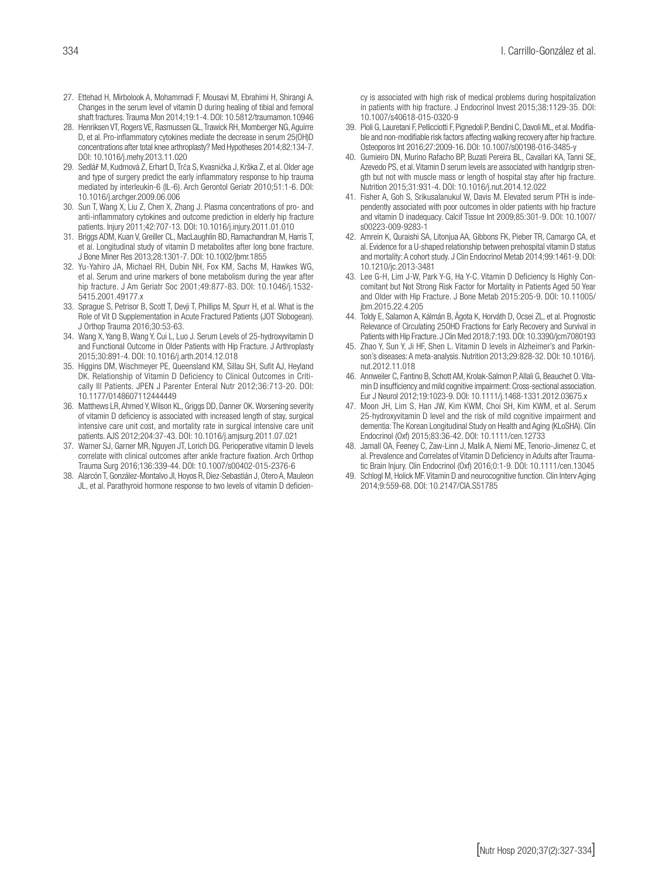27. Ettehad H, Mirbolook A, Mohammadi F, Mousavi M, Ebrahimi H, Shirangi A. Changes in the serum level of vitamin D during healing of tibial and femoral shaft fractures. Trauma Mon 2014;19:1-4. DOI: 10.5812/traumamon.10946
28. Henriksen VT, Rogers VE, Rasmussen GL, Trawick RH, Momberger NG, Aguirre D, et al. Pro-inflammatory cytokines mediate the decrease in serum 25(OH)D concentrations after total knee arthroplasty? Med Hypotheses 2014;82:134-7. DOI: 10.1016/j.mehy.2013.11.020
29. Sedlář M, Kudrnová Z, Erhart D, Trča S, Kvasnička J, Krška Z, et al. Older age and type of surgery predict the early inflammatory response to hip trauma mediated by interleukin-6 (IL-6). Arch Gerontol Geriatr 2010;51:1-6. DOI: 10.1016/j.archger.2009.06.006
30. Sun T, Wang X, Liu Z, Chen X, Zhang J. Plasma concentrations of pro- and anti-inflammatory cytokines and outcome prediction in elderly hip fracture patients. Injury 2011;42:707-13. DOI: 10.1016/j.injury.2011.01.010
31. Briggs ADM, Kuan V, Greiller CL, MacLaughlin BD, Ramachandran M, Harris T, et al. Longitudinal study of vitamin D metabolites after long bone fracture. J Bone Miner Res 2013;28:1301-7. DOI: 10.1002/jbmr.1855
32. Yu-Yahiro JA, Michael RH, Dubin NH, Fox KM, Sachs M, Hawkes WG, et al. Serum and urine markers of bone metabolism during the year after hip fracture. J Am Geriatr Soc 2001;49:877-83. DOI: 10.1046/j.1532-5415.2001.49177.x
33. Sprague S, Petrisor B, Scott T, Devji T, Phillips M, Spurr H, et al. What is the Role of Vit D Supplementation in Acute Fractured Patients (JOT Slobogean). J Orthop Trauma 2016;30:53-63.
34. Wang X, Yang B, Wang Y, Cui L, Luo J. Serum Levels of 25-hydroxyvitamin D and Functional Outcome in Older Patients with Hip Fracture. J Arthroplasty 2015;30:891-4. DOI: 10.1016/j.arth.2014.12.018
35. Higgins DM, Wischmeyer PE, Queensland KM, Sillau SH, Sufit AJ, Heyland DK. Relationship of Vitamin D Deficiency to Clinical Outcomes in Critically Ill Patients. JPEN J Parenter Enteral Nutr 2012;36:713-20. DOI: 10.1177/0148607112444449
36. Matthews LR, Ahmed Y, Wilson KL, Griggs DD, Danner OK. Worsening severity of vitamin D deficiency is associated with increased length of stay, surgical intensive care unit cost, and mortality rate in surgical intensive care unit patients. AJS 2012;204:37-43. DOI: 10.1016/j.amjsurg.2011.07.021
37. Warner SJ, Garner MR, Nguyen JT, Lorich DG. Perioperative vitamin D levels correlate with clinical outcomes after ankle fracture fixation. Arch Orthop Trauma Surg 2016;136:339-44. DOI: 10.1007/s00402-015-2376-6
38. Alarcón T, González-Montalvo JI, Hoyos R, Diez-Sebastián J, Otero A, Mauleon JL, et al. Parathyroid hormone response to two levels of vitamin D deficiency is associated with high risk of medical problems during hospitalization in patients with hip fracture. J Endocrinol Invest 2015;38:1129-35. DOI: 10.1007/s40618-015-0320-9
39. Pioli G, Lauretani F, Pellicciotti F, Pignedoli P, Bendini C, Davoli ML, et al. Modifiable and non-modifiable risk factors affecting walking recovery after hip fracture. Osteoporos Int 2016;27:2009-16. DOI: 10.1007/s00198-016-3485-y
40. Gumieiro DN, Murino Rafacho BP, Buzati Pereira BL, Cavallari KA, Tanni SE, Azevedo PS, et al. Vitamin D serum levels are associated with handgrip strength but not with muscle mass or length of hospital stay after hip fracture. Nutrition 2015;31:931-4. DOI: 10.1016/j.nut.2014.12.022
41. Fisher A, Goh S, Srikusalanukul W, Davis M. Elevated serum PTH is independently associated with poor outcomes in older patients with hip fracture and vitamin D inadequacy. Calcif Tissue Int 2009;85:301-9. DOI: 10.1007/s00223-009-9283-1
42. Amrein K, Quraishi SA, Litonjua AA, Gibbons FK, Pieber TR, Camargo CA, et al. Evidence for a U-shaped relationship between prehospital vitamin D status and mortality: A cohort study. J Clin Endocrinol Metab 2014;99:1461-9. DOI: 10.1210/jc.2013-3481
43. Lee G-H, Lim J-W, Park Y-G, Ha Y-C. Vitamin D Deficiency Is Highly Concomitant but Not Strong Risk Factor for Mortality in Patients Aged 50 Year and Older with Hip Fracture. J Bone Metab 2015:205-9. DOI: 10.11005/jbm.2015.22.4.205
44. Toldy E, Salamon A, Kálmán B, Ágota K, Horváth D, Ocsei ZL, et al. Prognostic Relevance of Circulating 25OHD Fractions for Early Recovery and Survival in Patients with Hip Fracture. J Clin Med 2018;7:193. DOI: 10.3390/jcm7080193
45. Zhao Y, Sun Y, Ji HF, Shen L. Vitamin D levels in Alzheimer's and Parkinson's diseases: A meta-analysis. Nutrition 2013;29:828-32. DOI: 10.1016/j.nut.2012.11.018
46. Annweiler C, Fantino B, Schott AM, Krolak-Salmon P, Allali G, Beauchet O. Vitamin D insufficiency and mild cognitive impairment: Cross-sectional association. Eur J Neurol 2012;19:1023-9. DOI: 10.1111/j.1468-1331.2012.03675.x
47. Moon JH, Lim S, Han JW, Kim KWM, Choi SH, Kim KWM, et al. Serum 25-hydroxyvitamin D level and the risk of mild cognitive impairment and dementia: The Korean Longitudinal Study on Health and Aging (KLoSHA). Clin Endocrinol (Oxf) 2015;83:36-42. DOI: 10.1111/cen.12733
48. Jamall OA, Feeney C, Zaw-Linn J, Malik A, Niemi ME, Tenorio-Jimenez C, et al. Prevalence and Correlates of Vitamin D Deficiency in Adults after Traumatic Brain Injury. Clin Endocrinol (Oxf) 2016;0:1-9. DOI: 10.1111/cen.13045
49. Schlogl M, Holick MF. Vitamin D and neurocognitive function. Clin Interv Aging 2014;9:559-68. DOI: 10.2147/CIA.S51785